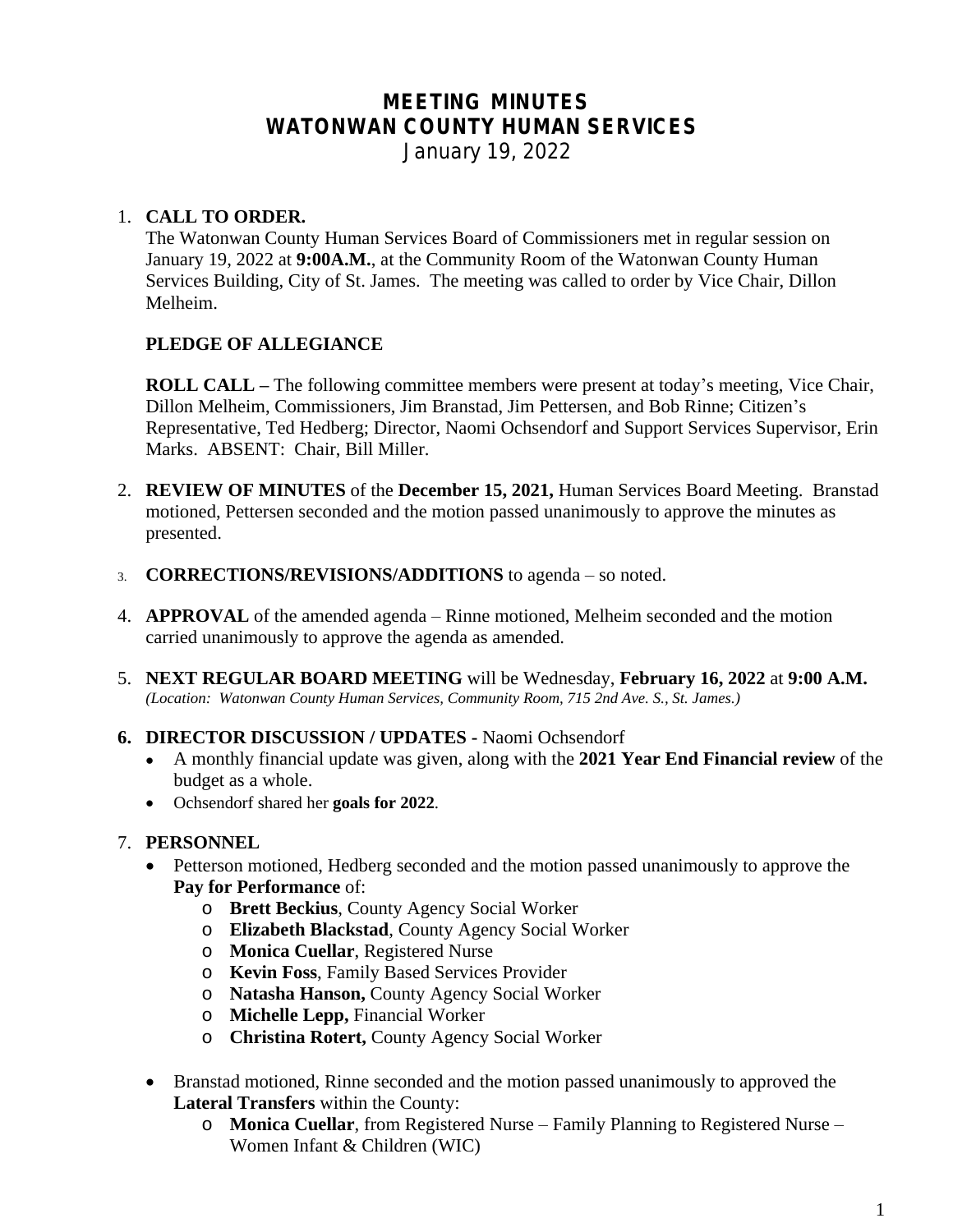# MEETING MINUTES
# WATONWAN COUNTY HUMAN SERVICES

January 19, 2022

1. **CALL TO ORDER.**
   The Watonwan County Human Services Board of Commissioners met in regular session on January 19, 2022 at **9:00A.M.**, at the Community Room of the Watonwan County Human Services Building, City of St. James. The meeting was called to order by Vice Chair, Dillon Melheim.

   **PLEDGE OF ALLEGIANCE**

   **ROLL CALL –** The following committee members were present at today's meeting, Vice Chair, Dillon Melheim, Commissioners, Jim Branstad, Jim Pettersen, and Bob Rinne; Citizen's Representative, Ted Hedberg; Director, Naomi Ochsendorf and Support Services Supervisor, Erin Marks. ABSENT: Chair, Bill Miller.

2. **REVIEW OF MINUTES** of the **December 15, 2021,** Human Services Board Meeting. Branstad motioned, Pettersen seconded and the motion passed unanimously to approve the minutes as presented.

3. **CORRECTIONS/REVISIONS/ADDITIONS** to agenda – so noted.

4. **APPROVAL** of the amended agenda – Rinne motioned, Melheim seconded and the motion carried unanimously to approve the agenda as amended.

5. **NEXT REGULAR BOARD MEETING** will be Wednesday, **February 16, 2022** at **9:00 A.M.**
   *(Location: Watonwan County Human Services, Community Room, 715 2nd Ave. S., St. James.)*

6. **DIRECTOR DISCUSSION / UPDATES -** Naomi Ochsendorf
   - A monthly financial update was given, along with the **2021 Year End Financial review** of the budget as a whole.
   - Ochsendorf shared her **goals for 2022**.

7. **PERSONNEL**
   - Petterson motioned, Hedberg seconded and the motion passed unanimously to approve the **Pay for Performance** of:
     - **Brett Beckius**, County Agency Social Worker
     - **Elizabeth Blackstad**, County Agency Social Worker
     - **Monica Cuellar**, Registered Nurse
     - **Kevin Foss**, Family Based Services Provider
     - **Natasha Hanson,** County Agency Social Worker
     - **Michelle Lepp,** Financial Worker
     - **Christina Rotert,** County Agency Social Worker
   - Branstad motioned, Rinne seconded and the motion passed unanimously to approved the **Lateral Transfers** within the County:
     - **Monica Cuellar**, from Registered Nurse – Family Planning to Registered Nurse – Women Infant & Children (WIC)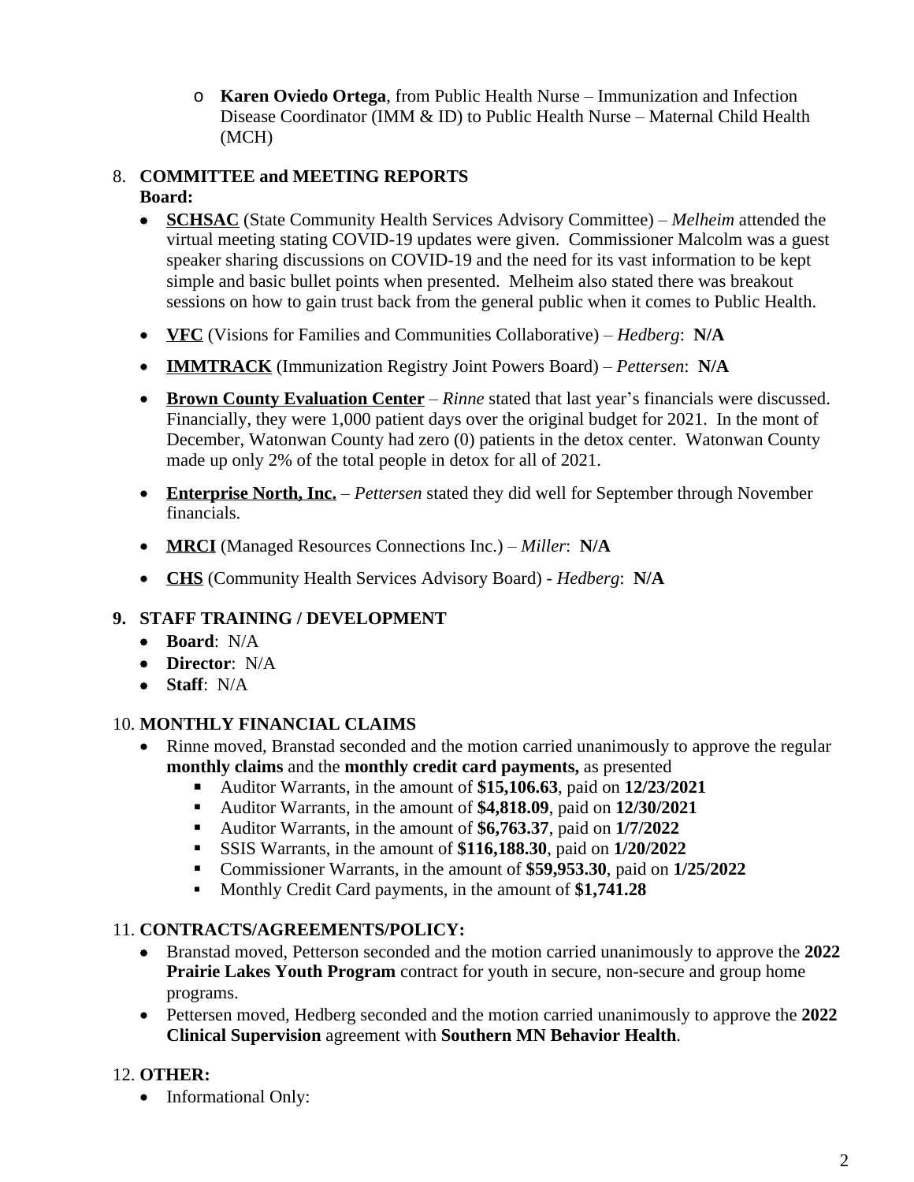- **Karen Oviedo Ortega**, from Public Health Nurse – Immunization and Infection Disease Coordinator (IMM & ID) to Public Health Nurse – Maternal Child Health (MCH)

8. **COMMITTEE and MEETING REPORTS**
   **Board:**
   - **SCHSAC** (State Community Health Services Advisory Committee) – *Melheim* attended the virtual meeting stating COVID-19 updates were given. Commissioner Malcolm was a guest speaker sharing discussions on COVID-19 and the need for its vast information to be kept simple and basic bullet points when presented. Melheim also stated there was breakout sessions on how to gain trust back from the general public when it comes to Public Health.
   - **VFC** (Visions for Families and Communities Collaborative) – *Hedberg*: **N/A**
   - **IMMTRACK** (Immunization Registry Joint Powers Board) – *Pettersen*: **N/A**
   - **Brown County Evaluation Center** – *Rinne* stated that last year's financials were discussed. Financially, they were 1,000 patient days over the original budget for 2021. In the mont of December, Watonwan County had zero (0) patients in the detox center. Watonwan County made up only 2% of the total people in detox for all of 2021.
   - **Enterprise North, Inc.** – *Pettersen* stated they did well for September through November financials.
   - **MRCI** (Managed Resources Connections Inc.) – *Miller*: **N/A**
   - **CHS** (Community Health Services Advisory Board) - *Hedberg*: **N/A**

9. **STAFF TRAINING / DEVELOPMENT**
   - **Board**: N/A
   - **Director**: N/A
   - **Staff**: N/A

10. **MONTHLY FINANCIAL CLAIMS**
    - Rinne moved, Branstad seconded and the motion carried unanimously to approve the regular **monthly claims** and the **monthly credit card payments,** as presented
      - Auditor Warrants, in the amount of **$15,106.63**, paid on **12/23/2021**
      - Auditor Warrants, in the amount of **$4,818.09**, paid on **12/30/2021**
      - Auditor Warrants, in the amount of **$6,763.37**, paid on **1/7/2022**
      - SSIS Warrants, in the amount of **$116,188.30**, paid on **1/20/2022**
      - Commissioner Warrants, in the amount of **$59,953.30**, paid on **1/25/2022**
      - Monthly Credit Card payments, in the amount of **$1,741.28**

11. **CONTRACTS/AGREEMENTS/POLICY:**
    - Branstad moved, Petterson seconded and the motion carried unanimously to approve the **2022 Prairie Lakes Youth Program** contract for youth in secure, non-secure and group home programs.
    - Pettersen moved, Hedberg seconded and the motion carried unanimously to approve the **2022 Clinical Supervision** agreement with **Southern MN Behavior Health**.

12. **OTHER:**
    - Informational Only: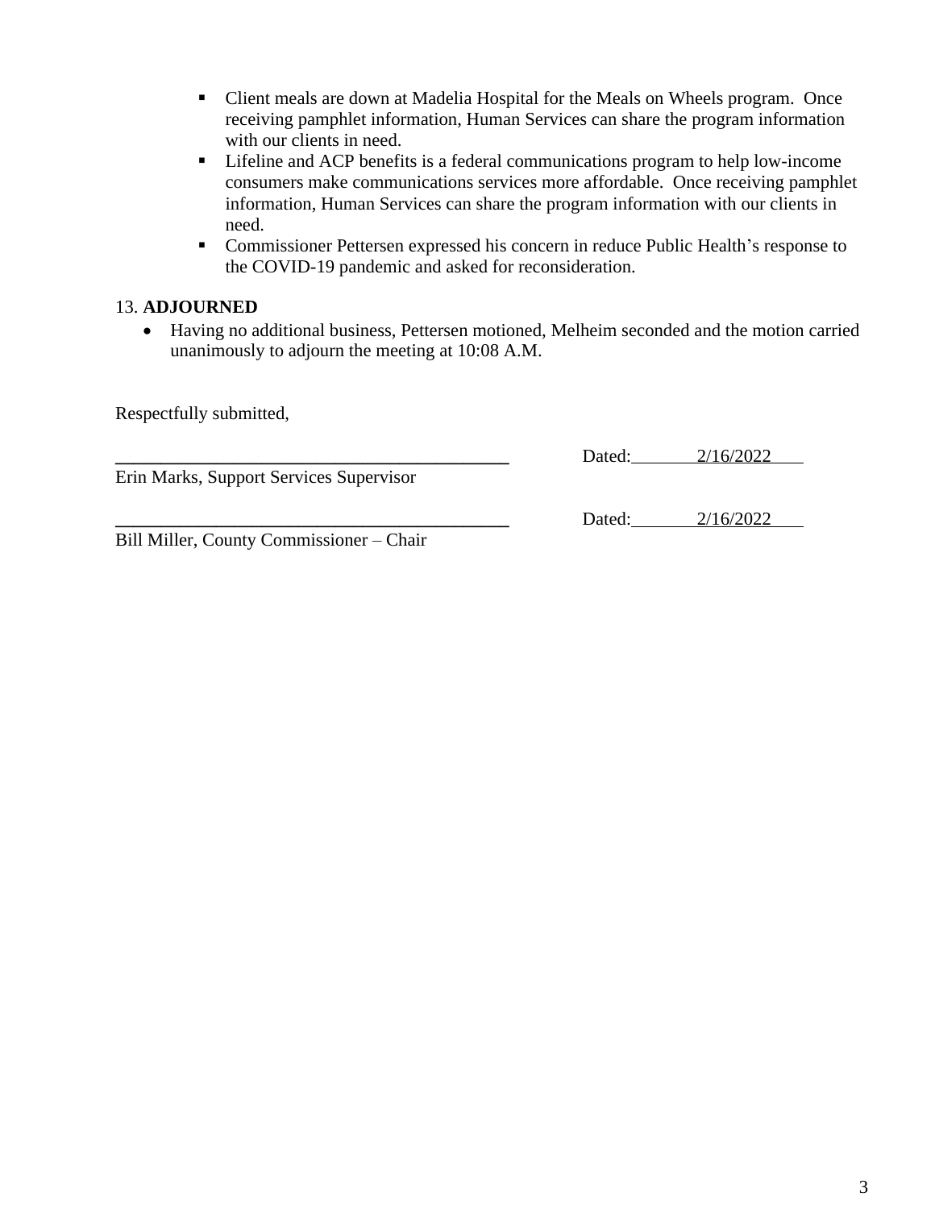- Client meals are down at Madelia Hospital for the Meals on Wheels program. Once receiving pamphlet information, Human Services can share the program information with our clients in need.
- Lifeline and ACP benefits is a federal communications program to help low-income consumers make communications services more affordable. Once receiving pamphlet information, Human Services can share the program information with our clients in need.
- Commissioner Pettersen expressed his concern in reduce Public Health's response to the COVID-19 pandemic and asked for reconsideration.

13. **ADJOURNED**

- Having no additional business, Pettersen motioned, Melheim seconded and the motion carried unanimously to adjourn the meeting at 10:08 A.M.

Respectfully submitted,

\_\_\_\_\_\_\_\_\_\_\_\_\_\_\_\_\_\_\_\_\_\_\_\_\_\_\_\_\_\_\_\_\_\_\_\_\_\_\_\_\_\_\_\_ Dated: 2/16/2022
Erin Marks, Support Services Supervisor

\_\_\_\_\_\_\_\_\_\_\_\_\_\_\_\_\_\_\_\_\_\_\_\_\_\_\_\_\_\_\_\_\_\_\_\_\_\_\_\_\_\_\_\_ Dated: 2/16/2022
Bill Miller, County Commissioner – Chair